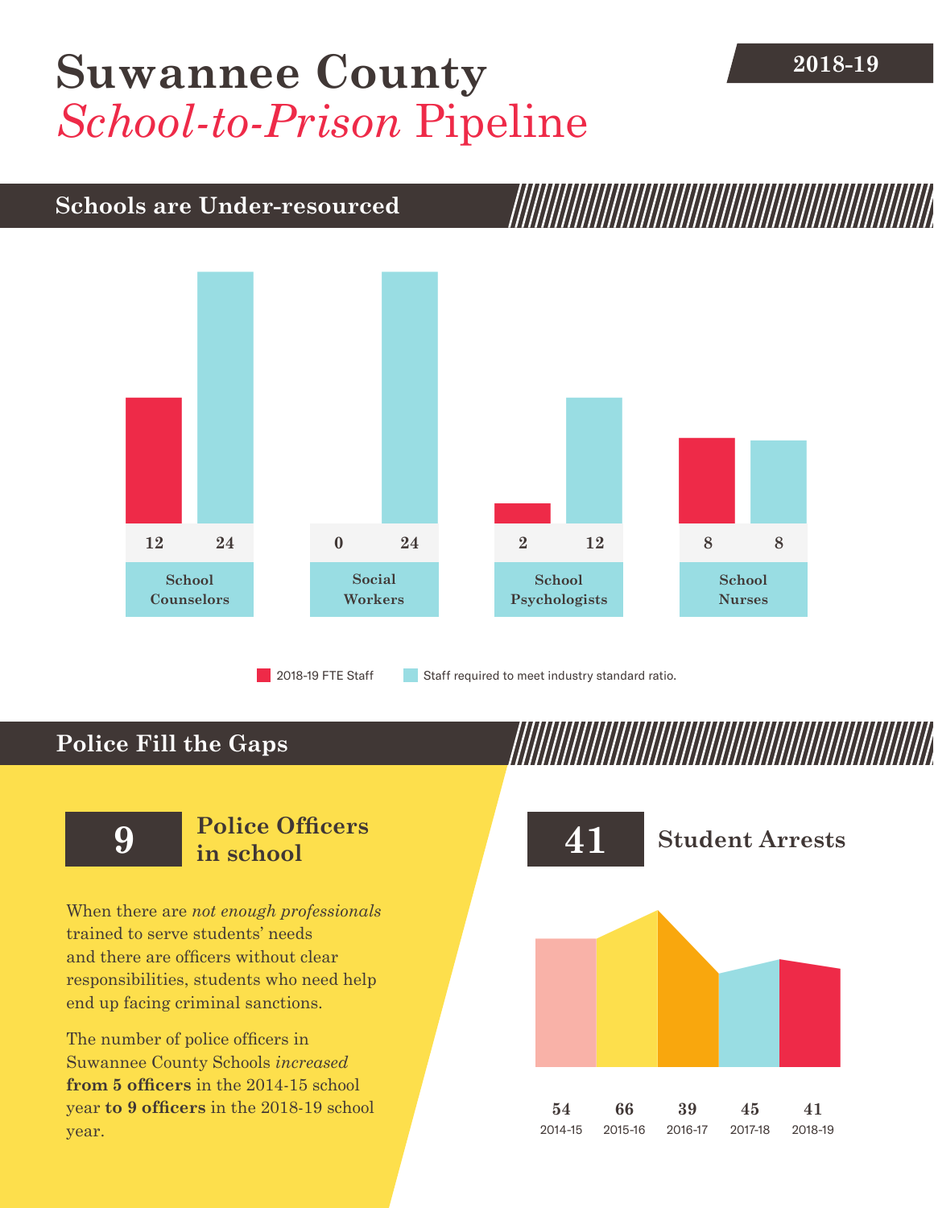# Suwannee County *School-to-Prison* Pipeline

**2018-19**

## Schools are Under-resourced

| | 2018-19 FTE Staff | Staff required to meet industry standard ratio. |
|---|---|---|
| School Counselors | 12 | 24 |
| Social Workers | 0 | 24 |
| School Psychologists | 2 | 12 |
| School Nurses | 8 | 8 |

## Police Fill the Gaps

**9** **Police Officers in school**

When there are *not enough professionals* trained to serve students' needs and there are officers without clear responsibilities, students who need help end up facing criminal sanctions.

The number of police officers in Suwannee County Schools *increased* **from 5 officers** in the 2014-15 school year **to 9 officers** in the 2018-19 school year.

**41** **Student Arrests**

| 2014-15 | 2015-16 | 2016-17 | 2017-18 | 2018-19 |
|---|---|---|---|---|
| 54 | 66 | 39 | 45 | 41 |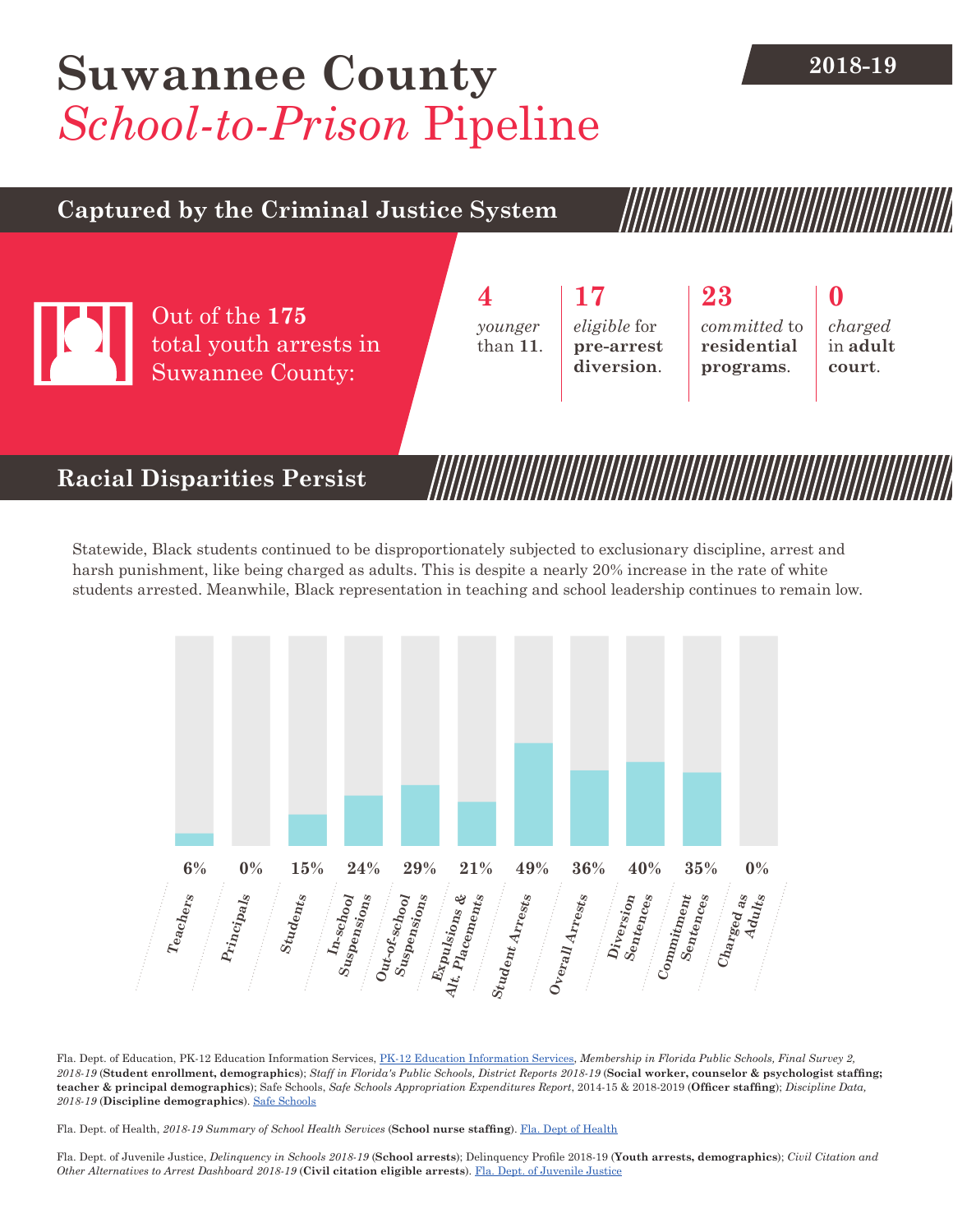# Suwannee County
# *School-to-Prison* Pipeline

2018-19

## Captured by the Criminal Justice System

Out of the **175** total youth arrests in Suwannee County:

**4** *younger* than **11**.

**17** *eligible* for **pre-arrest diversion**.

**23** *committed* to **residential programs**.

**0** *charged* in **adult court**.

## Racial Disparities Persist

Statewide, Black students continued to be disproportionately subjected to exclusionary discipline, arrest and harsh punishment, like being charged as adults. This is despite a nearly 20% increase in the rate of white students arrested. Meanwhile, Black representation in teaching and school leadership continues to remain low.

6% Teachers
0% Principals
15% Students
24% In-school Suspensions
29% Out-of-school Suspensions
21% Expulsions & Alt. Placements
49% Student Arrests
36% Overall Arrests
40% Diversion Sentences
35% Commitment Sentences
0% Charged as Adults

Fla. Dept. of Education, PK-12 Education Information Services, PK-12 Education Information Services, *Membership in Florida Public Schools, Final Survey 2, 2018-19* (**Student enrollment, demographics**); *Staff in Florida's Public Schools, District Reports 2018-19* (**Social worker, counselor & psychologist staffing; teacher & principal demographics**); Safe Schools, *Safe Schools Appropriation Expenditures Report*, 2014-15 & 2018-2019 (**Officer staffing**); *Discipline Data, 2018-19* (**Discipline demographics**). Safe Schools

Fla. Dept. of Health, *2018-19 Summary of School Health Services* (**School nurse staffing**). Fla. Dept of Health

Fla. Dept. of Juvenile Justice, *Delinquency in Schools 2018-19* (**School arrests**); Delinquency Profile 2018-19 (**Youth arrests, demographics**); *Civil Citation and Other Alternatives to Arrest Dashboard 2018-19* (**Civil citation eligible arrests**). Fla. Dept. of Juvenile Justice